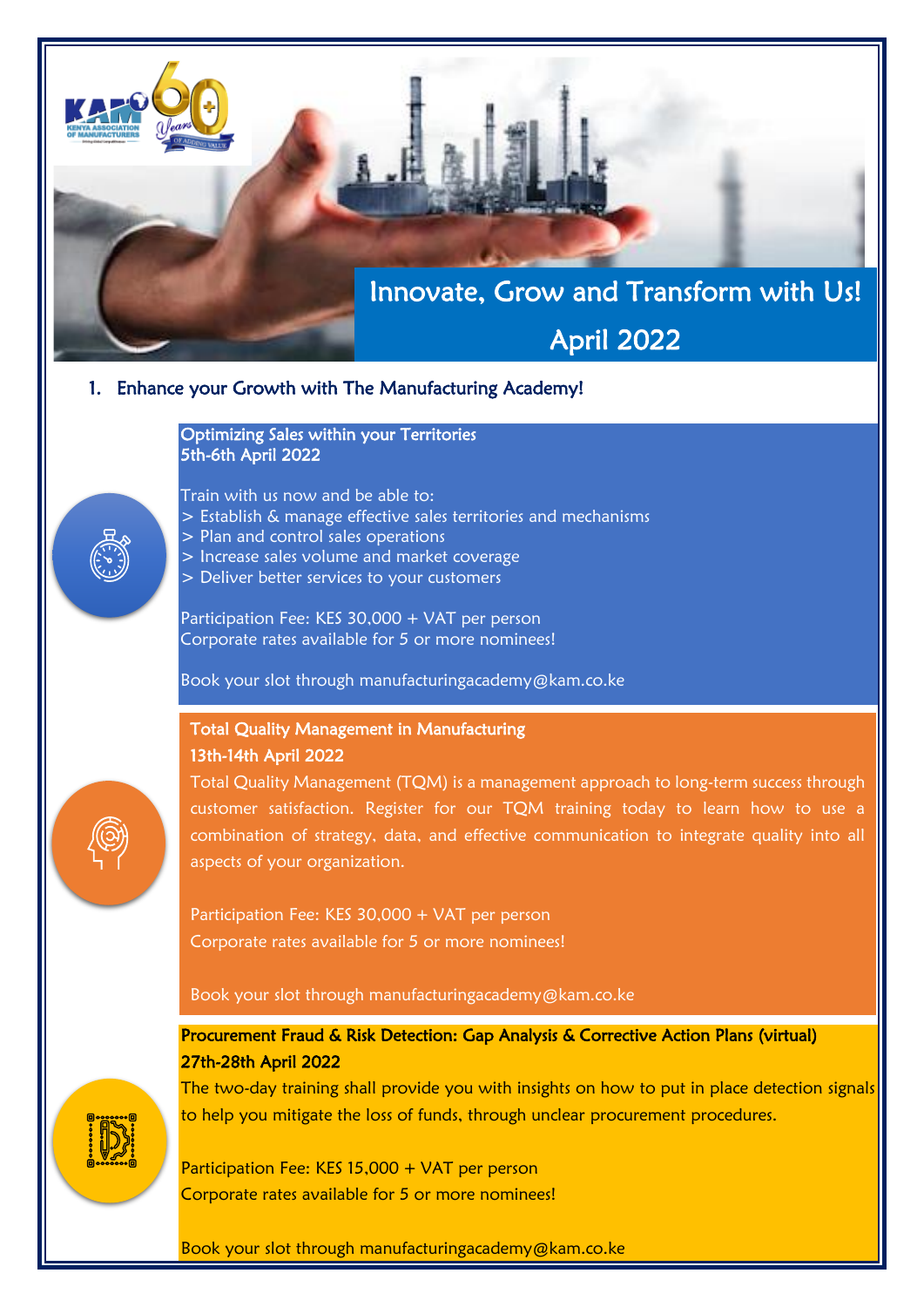# Innovate, Grow and Transform with Us!

## April 2022

1. Enhance your Growth with The Manufacturing Academy!

### Optimizing Sales within your Territories
**5th-6th April 2022**

Train with us now and be able to:
> Establish & manage effective sales territories and mechanisms
> Plan and control sales operations
> Increase sales volume and market coverage
> Deliver better services to your customers

Participation Fee: KES 30,000 + VAT per person
Corporate rates available for 5 or more nominees!

Book your slot through manufacturingacademy@kam.co.ke

### Total Quality Management in Manufacturing
**13th-14th April 2022**

Total Quality Management (TQM) is a management approach to long-term success through customer satisfaction. Register for our TQM training today to learn how to use a combination of strategy, data, and effective communication to integrate quality into all aspects of your organization.

Participation Fee: KES 30,000 + VAT per person
Corporate rates available for 5 or more nominees!

Book your slot through manufacturingacademy@kam.co.ke

### Procurement Fraud & Risk Detection: Gap Analysis & Corrective Action Plans (virtual)
**27th-28th April 2022**

The two-day training shall provide you with insights on how to put in place detection signals to help you mitigate the loss of funds, through unclear procurement procedures.

Participation Fee: KES 15,000 + VAT per person
Corporate rates available for 5 or more nominees!

Book your slot through manufacturingacademy@kam.co.ke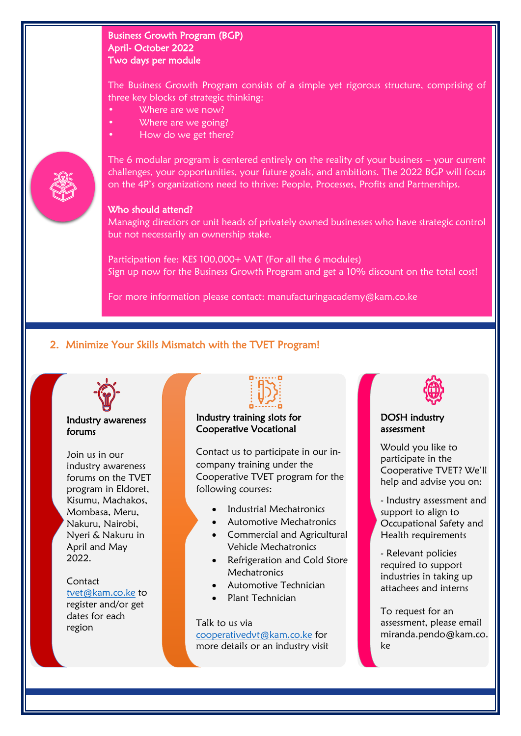**Business Growth Program (BGP)**
**April- October 2022**
**Two days per module**

The Business Growth Program consists of a simple yet rigorous structure, comprising of three key blocks of strategic thinking:

- Where are we now?
- Where are we going?
- How do we get there?

The 6 modular program is centered entirely on the reality of your business – your current challenges, your opportunities, your future goals, and ambitions. The 2022 BGP will focus on the 4P's organizations need to thrive: People, Processes, Profits and Partnerships.

**Who should attend?**

Managing directors or unit heads of privately owned businesses who have strategic control but not necessarily an ownership stake.

Participation fee: KES 100,000+ VAT (For all the 6 modules)
Sign up now for the Business Growth Program and get a 10% discount on the total cost!

For more information please contact: manufacturingacademy@kam.co.ke

## 2. Minimize Your Skills Mismatch with the TVET Program!

### Industry awareness forums

Join us in our industry awareness forums on the TVET program in Eldoret, Kisumu, Machakos, Mombasa, Meru, Nakuru, Nairobi, Nyeri & Nakuru in April and May 2022.

Contact tvet@kam.co.ke to register and/or get dates for each region

### Industry training slots for Cooperative Vocational

Contact us to participate in our in-company training under the Cooperative TVET program for the following courses:

- Industrial Mechatronics
- Automotive Mechatronics
- Commercial and Agricultural Vehicle Mechatronics
- Refrigeration and Cold Store Mechatronics
- Automotive Technician
- Plant Technician

Talk to us via cooperativedvt@kam.co.ke for more details or an industry visit

### DOSH industry assessment

Would you like to participate in the Cooperative TVET? We'll help and advise you on:

- Industry assessment and support to align to Occupational Safety and Health requirements

- Relevant policies required to support industries in taking up attachees and interns

To request for an assessment, please email miranda.pendo@kam.co.ke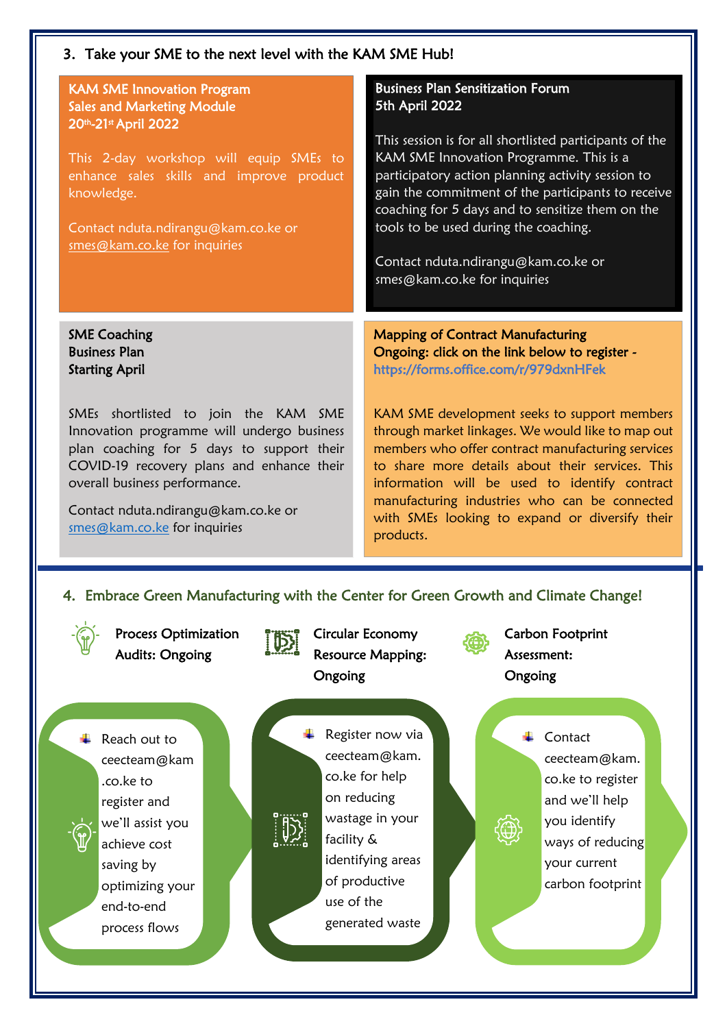## 3. Take your SME to the next level with the KAM SME Hub!

### KAM SME Innovation Program
**Sales and Marketing Module**
**20th-21st April 2022**

This 2-day workshop will equip SMEs to enhance sales skills and improve product knowledge.

Contact nduta.ndirangu@kam.co.ke or smes@kam.co.ke for inquiries

### Business Plan Sensitization Forum
**5th April 2022**

This session is for all shortlisted participants of the KAM SME Innovation Programme. This is a participatory action planning activity session to gain the commitment of the participants to receive coaching for 5 days and to sensitize them on the tools to be used during the coaching.

Contact nduta.ndirangu@kam.co.ke or smes@kam.co.ke for inquiries

### SME Coaching
**Business Plan**
**Starting April**

SMEs shortlisted to join the KAM SME Innovation programme will undergo business plan coaching for 5 days to support their COVID-19 recovery plans and enhance their overall business performance.

Contact nduta.ndirangu@kam.co.ke or smes@kam.co.ke for inquiries

### Mapping of Contract Manufacturing
**Ongoing: click on the link below to register -** https://forms.office.com/r/979dxnHFek

KAM SME development seeks to support members through market linkages. We would like to map out members who offer contract manufacturing services to share more details about their services. This information will be used to identify contract manufacturing industries who can be connected with SMEs looking to expand or diversify their products.

## 4. Embrace Green Manufacturing with the Center for Green Growth and Climate Change!

### Process Optimization Audits: Ongoing

- Reach out to ceecteam@kam.co.ke to register and we'll assist you achieve cost saving by optimizing your end-to-end process flows

### Circular Economy Resource Mapping: Ongoing

- Register now via ceecteam@kam.co.ke for help on reducing wastage in your facility & identifying areas of productive use of the generated waste

### Carbon Footprint Assessment: Ongoing

- Contact ceecteam@kam.co.ke to register and we'll help you identify ways of reducing your current carbon footprint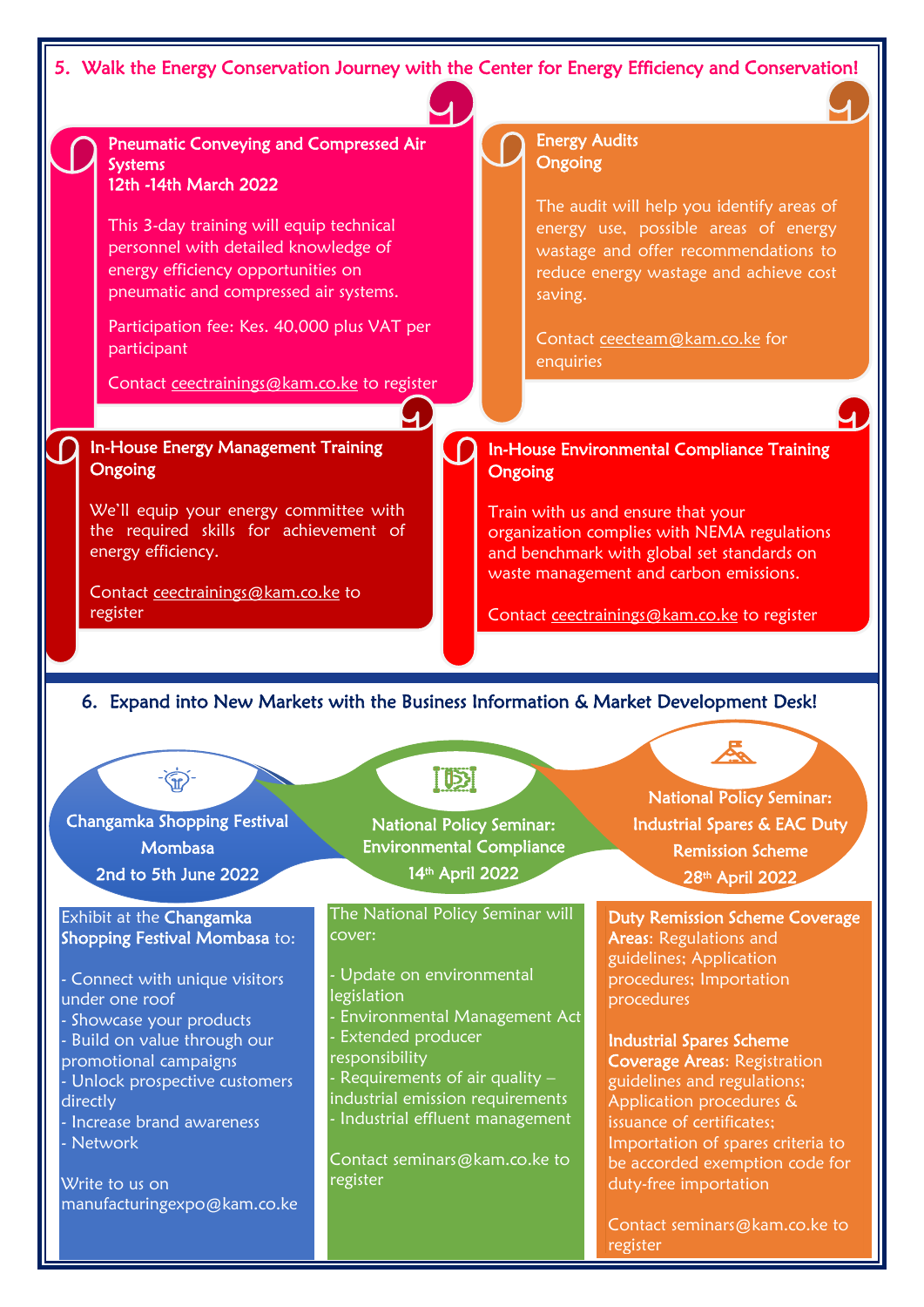## 5. Walk the Energy Conservation Journey with the Center for Energy Efficiency and Conservation!

### Pneumatic Conveying and Compressed Air Systems
### 12th -14th March 2022

This 3-day training will equip technical personnel with detailed knowledge of energy efficiency opportunities on pneumatic and compressed air systems.

Participation fee: Kes. 40,000 plus VAT per participant

Contact ceectrainings@kam.co.ke to register

### Energy Audits
### Ongoing

The audit will help you identify areas of energy use, possible areas of energy wastage and offer recommendations to reduce energy wastage and achieve cost saving.

Contact ceecteam@kam.co.ke for enquiries

### In-House Energy Management Training
### Ongoing

We'll equip your energy committee with the required skills for achievement of energy efficiency.

Contact ceectrainings@kam.co.ke to register

### In-House Environmental Compliance Training
### Ongoing

Train with us and ensure that your organization complies with NEMA regulations and benchmark with global set standards on waste management and carbon emissions.

Contact ceectrainings@kam.co.ke to register

## 6. Expand into New Markets with the Business Information & Market Development Desk!

### Changamka Shopping Festival Mombasa
### 2nd to 5th June 2022

Exhibit at the **Changamka Shopping Festival Mombasa** to:

- Connect with unique visitors under one roof
- Showcase your products
- Build on value through our promotional campaigns
- Unlock prospective customers directly
- Increase brand awareness
- Network

Write to us on manufacturingexpo@kam.co.ke

### National Policy Seminar: Environmental Compliance
### 14th April 2022

The National Policy Seminar will cover:

- Update on environmental legislation
- Environmental Management Act
- Extended producer responsibility
- Requirements of air quality – industrial emission requirements
- Industrial effluent management

Contact seminars@kam.co.ke to register

### National Policy Seminar: Industrial Spares & EAC Duty Remission Scheme
### 28th April 2022

**Duty Remission Scheme Coverage Areas**: Regulations and guidelines; Application procedures; Importation procedures

**Industrial Spares Scheme Coverage Areas**: Registration guidelines and regulations; Application procedures & issuance of certificates; Importation of spares criteria to be accorded exemption code for duty-free importation

Contact seminars@kam.co.ke to register